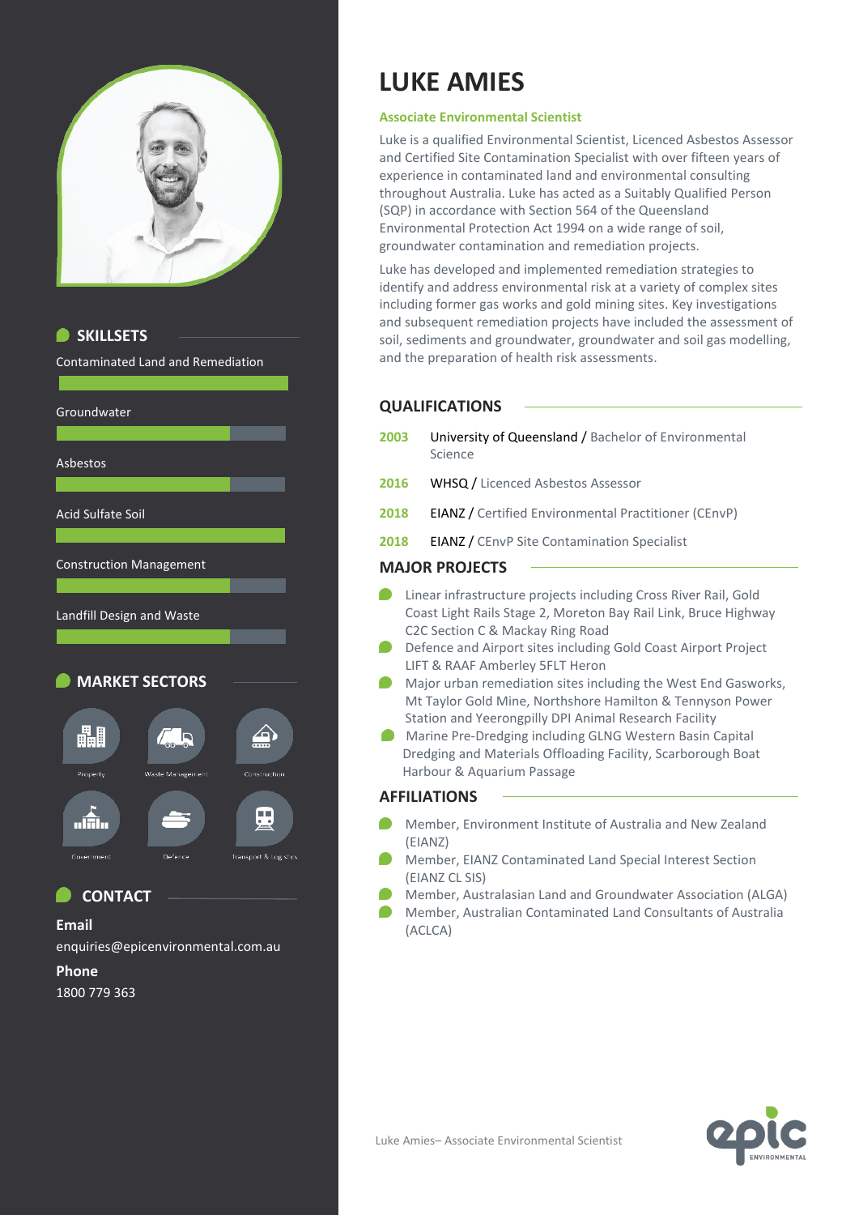# LUKE AMIES

**Associate Environmental Scientist**

Luke is a qualified Environmental Scientist, Licenced Asbestos Assessor and Certified Site Contamination Specialist with over fifteen years of experience in contaminated land and environmental consulting throughout Australia. Luke has acted as a Suitably Qualified Person (SQP) in accordance with Section 564 of the Queensland Environmental Protection Act 1994 on a wide range of soil, groundwater contamination and remediation projects.

Luke has developed and implemented remediation strategies to identify and address environmental risk at a variety of complex sites including former gas works and gold mining sites. Key investigations and subsequent remediation projects have included the assessment of soil, sediments and groundwater, groundwater and soil gas modelling, and the preparation of health risk assessments.

## QUALIFICATIONS

- **2003** University of Queensland / Bachelor of Environmental Science
- **2016** WHSQ / Licenced Asbestos Assessor
- **2018** EIANZ / Certified Environmental Practitioner (CEnvP)
- **2018** EIANZ / CEnvP Site Contamination Specialist

## MAJOR PROJECTS

- Linear infrastructure projects including Cross River Rail, Gold Coast Light Rails Stage 2, Moreton Bay Rail Link, Bruce Highway C2C Section C & Mackay Ring Road
- Defence and Airport sites including Gold Coast Airport Project LIFT & RAAF Amberley 5FLT Heron
- Major urban remediation sites including the West End Gasworks, Mt Taylor Gold Mine, Northshore Hamilton & Tennyson Power Station and Yeerongpilly DPI Animal Research Facility
- Marine Pre-Dredging including GLNG Western Basin Capital Dredging and Materials Offloading Facility, Scarborough Boat Harbour & Aquarium Passage

## AFFILIATIONS

- Member, Environment Institute of Australia and New Zealand (EIANZ)
- Member, EIANZ Contaminated Land Special Interest Section (EIANZ CL SIS)
- Member, Australasian Land and Groundwater Association (ALGA)
- Member, Australian Contaminated Land Consultants of Australia (ACLCA)

## SKILLSETS

- Contaminated Land and Remediation
- Groundwater
- Asbestos
- Acid Sulfate Soil
- Construction Management
- Landfill Design and Waste

## MARKET SECTORS

- Property
- Waste Management
- Construction
- Government
- Defence
- Transport & Logistics

## CONTACT

**Email**

enquiries@epicenvironmental.com.au

**Phone**

1800 779 363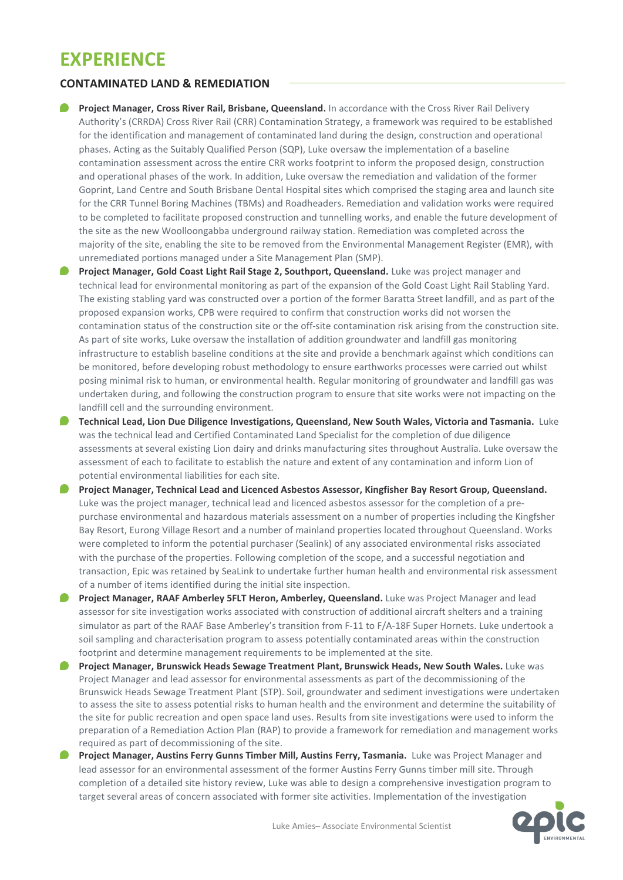# EXPERIENCE

## CONTAMINATED LAND & REMEDIATION

- **Project Manager, Cross River Rail, Brisbane, Queensland.** In accordance with the Cross River Rail Delivery Authority's (CRRDA) Cross River Rail (CRR) Contamination Strategy, a framework was required to be established for the identification and management of contaminated land during the design, construction and operational phases. Acting as the Suitably Qualified Person (SQP), Luke oversaw the implementation of a baseline contamination assessment across the entire CRR works footprint to inform the proposed design, construction and operational phases of the work. In addition, Luke oversaw the remediation and validation of the former Goprint, Land Centre and South Brisbane Dental Hospital sites which comprised the staging area and launch site for the CRR Tunnel Boring Machines (TBMs) and Roadheaders. Remediation and validation works were required to be completed to facilitate proposed construction and tunnelling works, and enable the future development of the site as the new Woolloongabba underground railway station. Remediation was completed across the majority of the site, enabling the site to be removed from the Environmental Management Register (EMR), with unremediated portions managed under a Site Management Plan (SMP).
- **Project Manager, Gold Coast Light Rail Stage 2, Southport, Queensland.** Luke was project manager and technical lead for environmental monitoring as part of the expansion of the Gold Coast Light Rail Stabling Yard. The existing stabling yard was constructed over a portion of the former Baratta Street landfill, and as part of the proposed expansion works, CPB were required to confirm that construction works did not worsen the contamination status of the construction site or the off-site contamination risk arising from the construction site. As part of site works, Luke oversaw the installation of addition groundwater and landfill gas monitoring infrastructure to establish baseline conditions at the site and provide a benchmark against which conditions can be monitored, before developing robust methodology to ensure earthworks processes were carried out whilst posing minimal risk to human, or environmental health. Regular monitoring of groundwater and landfill gas was undertaken during, and following the construction program to ensure that site works were not impacting on the landfill cell and the surrounding environment.
- **Technical Lead, Lion Due Diligence Investigations, Queensland, New South Wales, Victoria and Tasmania.** Luke was the technical lead and Certified Contaminated Land Specialist for the completion of due diligence assessments at several existing Lion dairy and drinks manufacturing sites throughout Australia. Luke oversaw the assessment of each to facilitate to establish the nature and extent of any contamination and inform Lion of potential environmental liabilities for each site.
- **Project Manager, Technical Lead and Licenced Asbestos Assessor, Kingfisher Bay Resort Group, Queensland.** Luke was the project manager, technical lead and licenced asbestos assessor for the completion of a pre-purchase environmental and hazardous materials assessment on a number of properties including the Kingfsher Bay Resort, Eurong Village Resort and a number of mainland properties located throughout Queensland. Works were completed to inform the potential purchaser (Sealink) of any associated environmental risks associated with the purchase of the properties. Following completion of the scope, and a successful negotiation and transaction, Epic was retained by SeaLink to undertake further human health and environmental risk assessment of a number of items identified during the initial site inspection.
- **Project Manager, RAAF Amberley 5FLT Heron, Amberley, Queensland.** Luke was Project Manager and lead assessor for site investigation works associated with construction of additional aircraft shelters and a training simulator as part of the RAAF Base Amberley's transition from F-11 to F/A-18F Super Hornets. Luke undertook a soil sampling and characterisation program to assess potentially contaminated areas within the construction footprint and determine management requirements to be implemented at the site.
- **Project Manager, Brunswick Heads Sewage Treatment Plant, Brunswick Heads, New South Wales.** Luke was Project Manager and lead assessor for environmental assessments as part of the decommissioning of the Brunswick Heads Sewage Treatment Plant (STP). Soil, groundwater and sediment investigations were undertaken to assess the site to assess potential risks to human health and the environment and determine the suitability of the site for public recreation and open space land uses. Results from site investigations were used to inform the preparation of a Remediation Action Plan (RAP) to provide a framework for remediation and management works required as part of decommissioning of the site.
- **Project Manager, Austins Ferry Gunns Timber Mill, Austins Ferry, Tasmania.** Luke was Project Manager and lead assessor for an environmental assessment of the former Austins Ferry Gunns timber mill site. Through completion of a detailed site history review, Luke was able to design a comprehensive investigation program to target several areas of concern associated with former site activities. Implementation of the investigation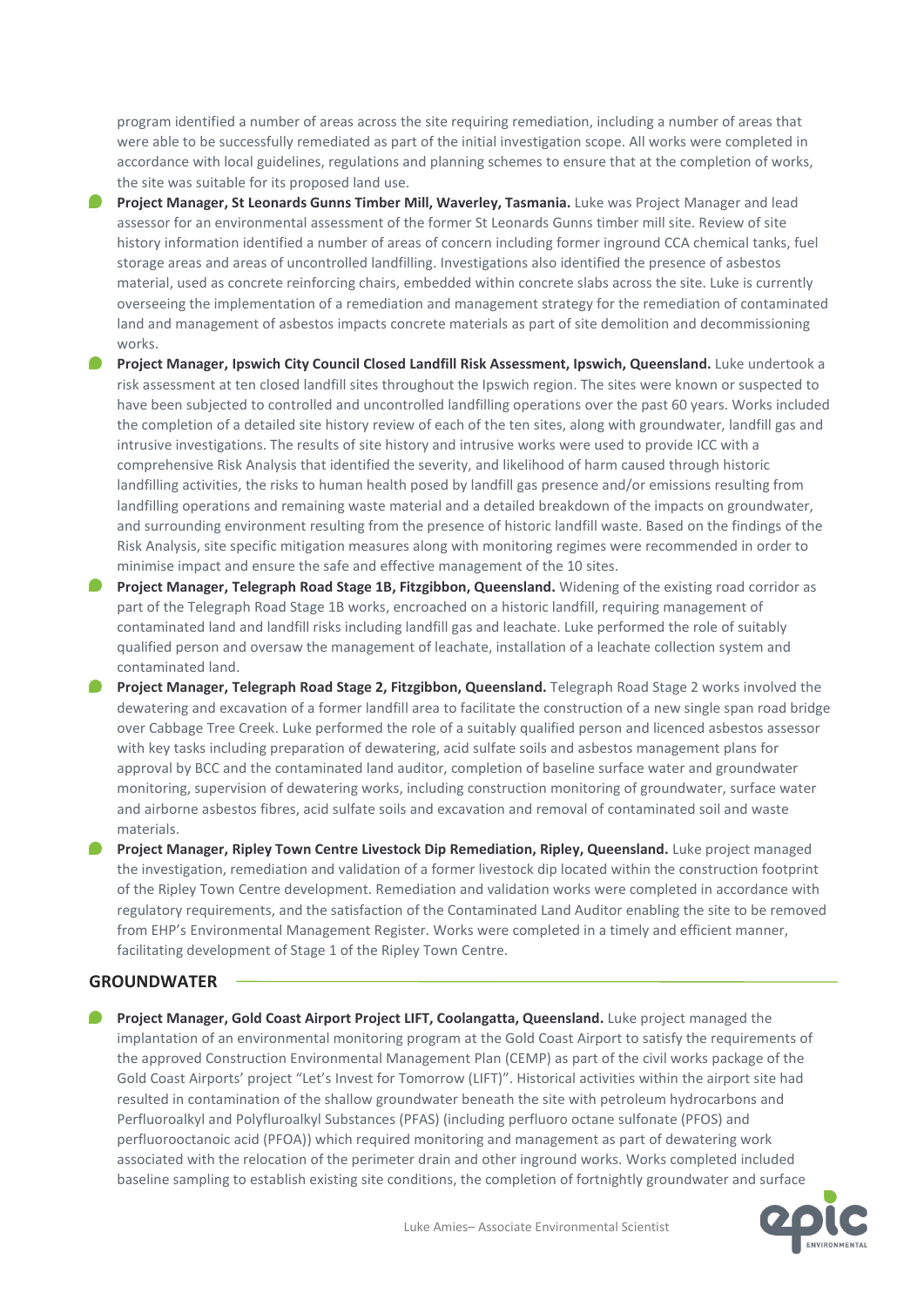program identified a number of areas across the site requiring remediation, including a number of areas that were able to be successfully remediated as part of the initial investigation scope. All works were completed in accordance with local guidelines, regulations and planning schemes to ensure that at the completion of works, the site was suitable for its proposed land use.

- **Project Manager, St Leonards Gunns Timber Mill, Waverley, Tasmania.** Luke was Project Manager and lead assessor for an environmental assessment of the former St Leonards Gunns timber mill site. Review of site history information identified a number of areas of concern including former inground CCA chemical tanks, fuel storage areas and areas of uncontrolled landfilling. Investigations also identified the presence of asbestos material, used as concrete reinforcing chairs, embedded within concrete slabs across the site. Luke is currently overseeing the implementation of a remediation and management strategy for the remediation of contaminated land and management of asbestos impacts concrete materials as part of site demolition and decommissioning works.
- **Project Manager, Ipswich City Council Closed Landfill Risk Assessment, Ipswich, Queensland.** Luke undertook a risk assessment at ten closed landfill sites throughout the Ipswich region. The sites were known or suspected to have been subjected to controlled and uncontrolled landfilling operations over the past 60 years. Works included the completion of a detailed site history review of each of the ten sites, along with groundwater, landfill gas and intrusive investigations. The results of site history and intrusive works were used to provide ICC with a comprehensive Risk Analysis that identified the severity, and likelihood of harm caused through historic landfilling activities, the risks to human health posed by landfill gas presence and/or emissions resulting from landfilling operations and remaining waste material and a detailed breakdown of the impacts on groundwater, and surrounding environment resulting from the presence of historic landfill waste. Based on the findings of the Risk Analysis, site specific mitigation measures along with monitoring regimes were recommended in order to minimise impact and ensure the safe and effective management of the 10 sites.
- **Project Manager, Telegraph Road Stage 1B, Fitzgibbon, Queensland.** Widening of the existing road corridor as part of the Telegraph Road Stage 1B works, encroached on a historic landfill, requiring management of contaminated land and landfill risks including landfill gas and leachate. Luke performed the role of suitably qualified person and oversaw the management of leachate, installation of a leachate collection system and contaminated land.
- **Project Manager, Telegraph Road Stage 2, Fitzgibbon, Queensland.** Telegraph Road Stage 2 works involved the dewatering and excavation of a former landfill area to facilitate the construction of a new single span road bridge over Cabbage Tree Creek. Luke performed the role of a suitably qualified person and licenced asbestos assessor with key tasks including preparation of dewatering, acid sulfate soils and asbestos management plans for approval by BCC and the contaminated land auditor, completion of baseline surface water and groundwater monitoring, supervision of dewatering works, including construction monitoring of groundwater, surface water and airborne asbestos fibres, acid sulfate soils and excavation and removal of contaminated soil and waste materials.
- **Project Manager, Ripley Town Centre Livestock Dip Remediation, Ripley, Queensland.** Luke project managed the investigation, remediation and validation of a former livestock dip located within the construction footprint of the Ripley Town Centre development. Remediation and validation works were completed in accordance with regulatory requirements, and the satisfaction of the Contaminated Land Auditor enabling the site to be removed from EHP's Environmental Management Register. Works were completed in a timely and efficient manner, facilitating development of Stage 1 of the Ripley Town Centre.

## GROUNDWATER

- **Project Manager, Gold Coast Airport Project LIFT, Coolangatta, Queensland.** Luke project managed the implantation of an environmental monitoring program at the Gold Coast Airport to satisfy the requirements of the approved Construction Environmental Management Plan (CEMP) as part of the civil works package of the Gold Coast Airports' project "Let's Invest for Tomorrow (LIFT)". Historical activities within the airport site had resulted in contamination of the shallow groundwater beneath the site with petroleum hydrocarbons and Perfluoroalkyl and Polyfluroalkyl Substances (PFAS) (including perfluoro octane sulfonate (PFOS) and perfluorooctanoic acid (PFOA)) which required monitoring and management as part of dewatering work associated with the relocation of the perimeter drain and other inground works. Works completed included baseline sampling to establish existing site conditions, the completion of fortnightly groundwater and surface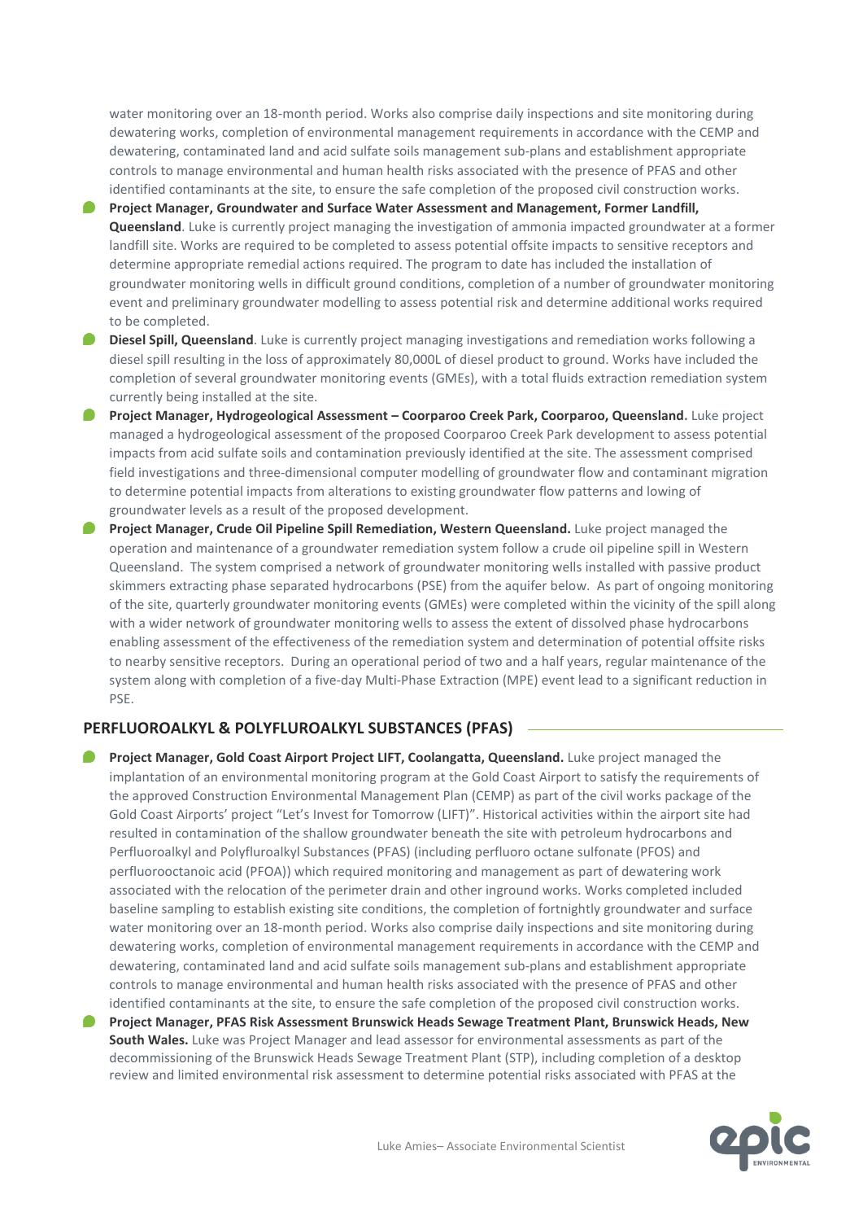water monitoring over an 18-month period. Works also comprise daily inspections and site monitoring during dewatering works, completion of environmental management requirements in accordance with the CEMP and dewatering, contaminated land and acid sulfate soils management sub-plans and establishment appropriate controls to manage environmental and human health risks associated with the presence of PFAS and other identified contaminants at the site, to ensure the safe completion of the proposed civil construction works.

- **Project Manager, Groundwater and Surface Water Assessment and Management, Former Landfill, Queensland**. Luke is currently project managing the investigation of ammonia impacted groundwater at a former landfill site. Works are required to be completed to assess potential offsite impacts to sensitive receptors and determine appropriate remedial actions required. The program to date has included the installation of groundwater monitoring wells in difficult ground conditions, completion of a number of groundwater monitoring event and preliminary groundwater modelling to assess potential risk and determine additional works required to be completed.
- **Diesel Spill, Queensland**. Luke is currently project managing investigations and remediation works following a diesel spill resulting in the loss of approximately 80,000L of diesel product to ground. Works have included the completion of several groundwater monitoring events (GMEs), with a total fluids extraction remediation system currently being installed at the site.
- **Project Manager, Hydrogeological Assessment – Coorparoo Creek Park, Coorparoo, Queensland.** Luke project managed a hydrogeological assessment of the proposed Coorparoo Creek Park development to assess potential impacts from acid sulfate soils and contamination previously identified at the site. The assessment comprised field investigations and three-dimensional computer modelling of groundwater flow and contaminant migration to determine potential impacts from alterations to existing groundwater flow patterns and lowing of groundwater levels as a result of the proposed development.
- **Project Manager, Crude Oil Pipeline Spill Remediation, Western Queensland.** Luke project managed the operation and maintenance of a groundwater remediation system follow a crude oil pipeline spill in Western Queensland. The system comprised a network of groundwater monitoring wells installed with passive product skimmers extracting phase separated hydrocarbons (PSE) from the aquifer below. As part of ongoing monitoring of the site, quarterly groundwater monitoring events (GMEs) were completed within the vicinity of the spill along with a wider network of groundwater monitoring wells to assess the extent of dissolved phase hydrocarbons enabling assessment of the effectiveness of the remediation system and determination of potential offsite risks to nearby sensitive receptors. During an operational period of two and a half years, regular maintenance of the system along with completion of a five-day Multi-Phase Extraction (MPE) event lead to a significant reduction in PSE.

## PERFLUOROALKYL & POLYFLUROALKYL SUBSTANCES (PFAS)

- **Project Manager, Gold Coast Airport Project LIFT, Coolangatta, Queensland.** Luke project managed the implantation of an environmental monitoring program at the Gold Coast Airport to satisfy the requirements of the approved Construction Environmental Management Plan (CEMP) as part of the civil works package of the Gold Coast Airports' project "Let's Invest for Tomorrow (LIFT)". Historical activities within the airport site had resulted in contamination of the shallow groundwater beneath the site with petroleum hydrocarbons and Perfluoroalkyl and Polyfluroalkyl Substances (PFAS) (including perfluoro octane sulfonate (PFOS) and perfluorooctanoic acid (PFOA)) which required monitoring and management as part of dewatering work associated with the relocation of the perimeter drain and other inground works. Works completed included baseline sampling to establish existing site conditions, the completion of fortnightly groundwater and surface water monitoring over an 18-month period. Works also comprise daily inspections and site monitoring during dewatering works, completion of environmental management requirements in accordance with the CEMP and dewatering, contaminated land and acid sulfate soils management sub-plans and establishment appropriate controls to manage environmental and human health risks associated with the presence of PFAS and other identified contaminants at the site, to ensure the safe completion of the proposed civil construction works.
- **Project Manager, PFAS Risk Assessment Brunswick Heads Sewage Treatment Plant, Brunswick Heads, New South Wales.** Luke was Project Manager and lead assessor for environmental assessments as part of the decommissioning of the Brunswick Heads Sewage Treatment Plant (STP), including completion of a desktop review and limited environmental risk assessment to determine potential risks associated with PFAS at the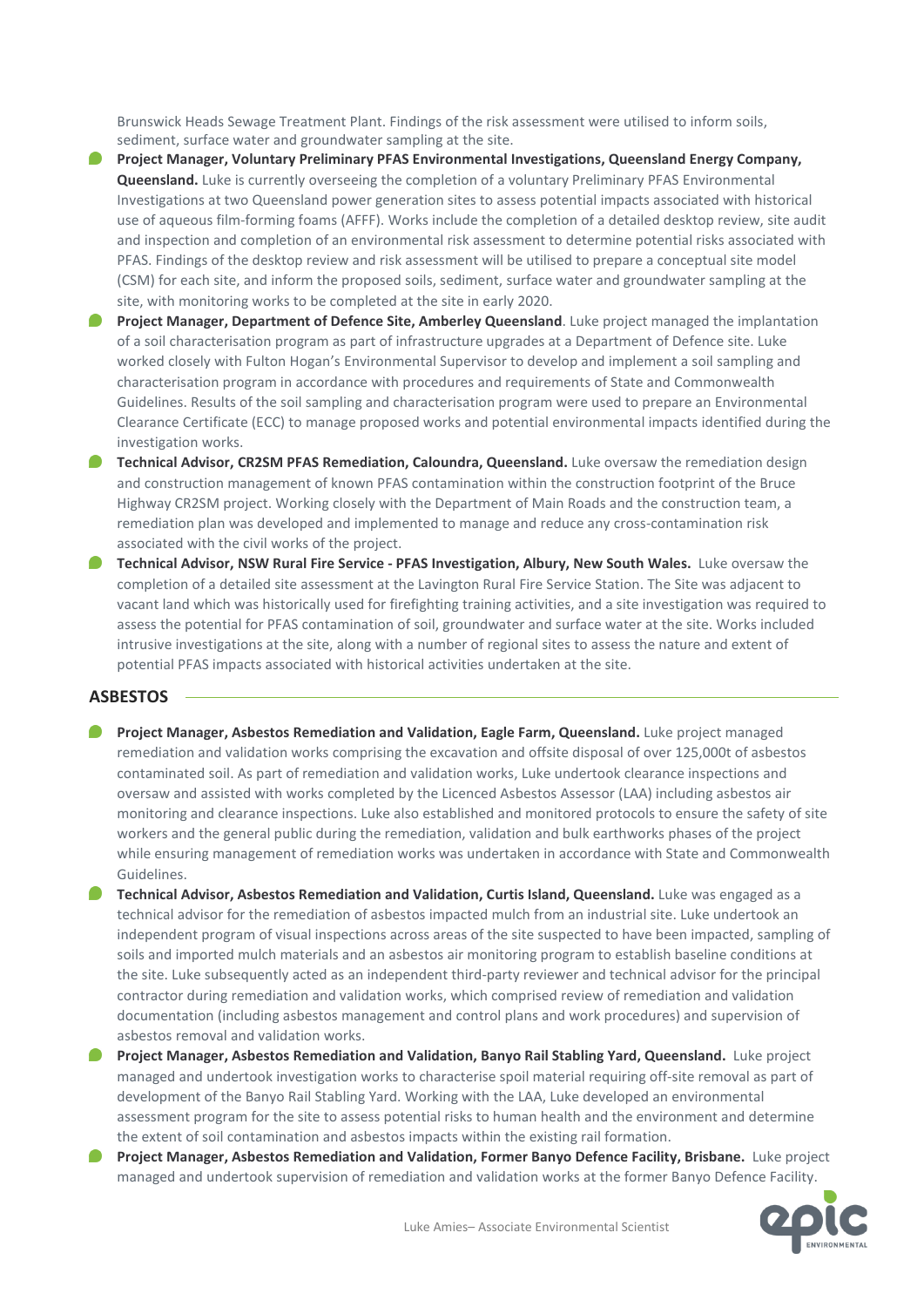Brunswick Heads Sewage Treatment Plant. Findings of the risk assessment were utilised to inform soils, sediment, surface water and groundwater sampling at the site.

- **Project Manager, Voluntary Preliminary PFAS Environmental Investigations, Queensland Energy Company, Queensland.** Luke is currently overseeing the completion of a voluntary Preliminary PFAS Environmental Investigations at two Queensland power generation sites to assess potential impacts associated with historical use of aqueous film-forming foams (AFFF). Works include the completion of a detailed desktop review, site audit and inspection and completion of an environmental risk assessment to determine potential risks associated with PFAS. Findings of the desktop review and risk assessment will be utilised to prepare a conceptual site model (CSM) for each site, and inform the proposed soils, sediment, surface water and groundwater sampling at the site, with monitoring works to be completed at the site in early 2020.
- **Project Manager, Department of Defence Site, Amberley Queensland**. Luke project managed the implantation of a soil characterisation program as part of infrastructure upgrades at a Department of Defence site. Luke worked closely with Fulton Hogan's Environmental Supervisor to develop and implement a soil sampling and characterisation program in accordance with procedures and requirements of State and Commonwealth Guidelines. Results of the soil sampling and characterisation program were used to prepare an Environmental Clearance Certificate (ECC) to manage proposed works and potential environmental impacts identified during the investigation works.
- **Technical Advisor, CR2SM PFAS Remediation, Caloundra, Queensland.** Luke oversaw the remediation design and construction management of known PFAS contamination within the construction footprint of the Bruce Highway CR2SM project. Working closely with the Department of Main Roads and the construction team, a remediation plan was developed and implemented to manage and reduce any cross-contamination risk associated with the civil works of the project.
- **Technical Advisor, NSW Rural Fire Service - PFAS Investigation, Albury, New South Wales.** Luke oversaw the completion of a detailed site assessment at the Lavington Rural Fire Service Station. The Site was adjacent to vacant land which was historically used for firefighting training activities, and a site investigation was required to assess the potential for PFAS contamination of soil, groundwater and surface water at the site. Works included intrusive investigations at the site, along with a number of regional sites to assess the nature and extent of potential PFAS impacts associated with historical activities undertaken at the site.

## ASBESTOS

- **Project Manager, Asbestos Remediation and Validation, Eagle Farm, Queensland.** Luke project managed remediation and validation works comprising the excavation and offsite disposal of over 125,000t of asbestos contaminated soil. As part of remediation and validation works, Luke undertook clearance inspections and oversaw and assisted with works completed by the Licenced Asbestos Assessor (LAA) including asbestos air monitoring and clearance inspections. Luke also established and monitored protocols to ensure the safety of site workers and the general public during the remediation, validation and bulk earthworks phases of the project while ensuring management of remediation works was undertaken in accordance with State and Commonwealth Guidelines.
- **Technical Advisor, Asbestos Remediation and Validation, Curtis Island, Queensland.** Luke was engaged as a technical advisor for the remediation of asbestos impacted mulch from an industrial site. Luke undertook an independent program of visual inspections across areas of the site suspected to have been impacted, sampling of soils and imported mulch materials and an asbestos air monitoring program to establish baseline conditions at the site. Luke subsequently acted as an independent third-party reviewer and technical advisor for the principal contractor during remediation and validation works, which comprised review of remediation and validation documentation (including asbestos management and control plans and work procedures) and supervision of asbestos removal and validation works.
- **Project Manager, Asbestos Remediation and Validation, Banyo Rail Stabling Yard, Queensland.** Luke project managed and undertook investigation works to characterise spoil material requiring off-site removal as part of development of the Banyo Rail Stabling Yard. Working with the LAA, Luke developed an environmental assessment program for the site to assess potential risks to human health and the environment and determine the extent of soil contamination and asbestos impacts within the existing rail formation.
- **Project Manager, Asbestos Remediation and Validation, Former Banyo Defence Facility, Brisbane.** Luke project managed and undertook supervision of remediation and validation works at the former Banyo Defence Facility.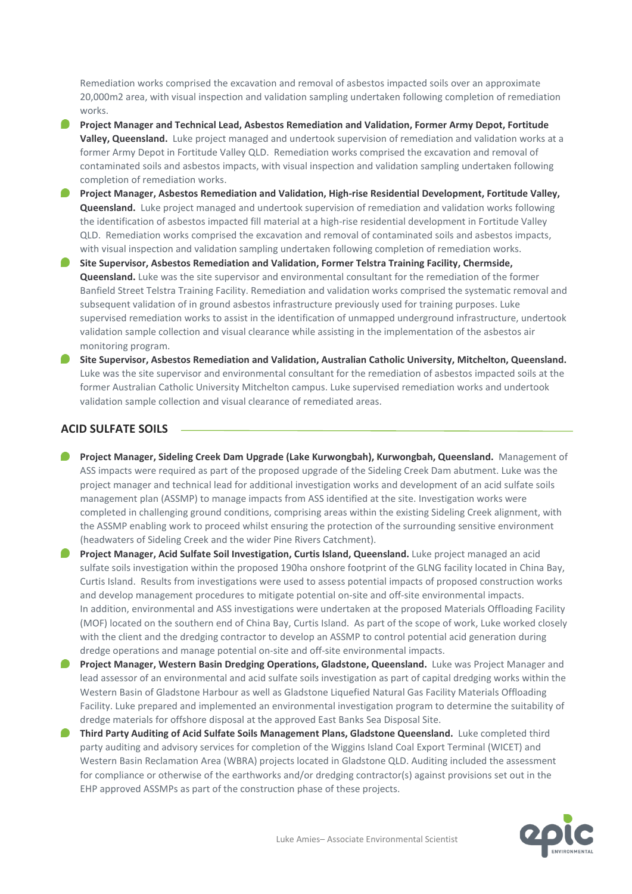Remediation works comprised the excavation and removal of asbestos impacted soils over an approximate 20,000m2 area, with visual inspection and validation sampling undertaken following completion of remediation works.

- **Project Manager and Technical Lead, Asbestos Remediation and Validation, Former Army Depot, Fortitude Valley, Queensland.** Luke project managed and undertook supervision of remediation and validation works at a former Army Depot in Fortitude Valley QLD. Remediation works comprised the excavation and removal of contaminated soils and asbestos impacts, with visual inspection and validation sampling undertaken following completion of remediation works.
- **Project Manager, Asbestos Remediation and Validation, High-rise Residential Development, Fortitude Valley, Queensland.** Luke project managed and undertook supervision of remediation and validation works following the identification of asbestos impacted fill material at a high-rise residential development in Fortitude Valley QLD. Remediation works comprised the excavation and removal of contaminated soils and asbestos impacts, with visual inspection and validation sampling undertaken following completion of remediation works.
- **Site Supervisor, Asbestos Remediation and Validation, Former Telstra Training Facility, Chermside, Queensland.** Luke was the site supervisor and environmental consultant for the remediation of the former Banfield Street Telstra Training Facility. Remediation and validation works comprised the systematic removal and subsequent validation of in ground asbestos infrastructure previously used for training purposes. Luke supervised remediation works to assist in the identification of unmapped underground infrastructure, undertook validation sample collection and visual clearance while assisting in the implementation of the asbestos air monitoring program.
- **Site Supervisor, Asbestos Remediation and Validation, Australian Catholic University, Mitchelton, Queensland.** Luke was the site supervisor and environmental consultant for the remediation of asbestos impacted soils at the former Australian Catholic University Mitchelton campus. Luke supervised remediation works and undertook validation sample collection and visual clearance of remediated areas.

## ACID SULFATE SOILS

- **Project Manager, Sideling Creek Dam Upgrade (Lake Kurwongbah), Kurwongbah, Queensland.** Management of ASS impacts were required as part of the proposed upgrade of the Sideling Creek Dam abutment. Luke was the project manager and technical lead for additional investigation works and development of an acid sulfate soils management plan (ASSMP) to manage impacts from ASS identified at the site. Investigation works were completed in challenging ground conditions, comprising areas within the existing Sideling Creek alignment, with the ASSMP enabling work to proceed whilst ensuring the protection of the surrounding sensitive environment (headwaters of Sideling Creek and the wider Pine Rivers Catchment).
- **Project Manager, Acid Sulfate Soil Investigation, Curtis Island, Queensland.** Luke project managed an acid sulfate soils investigation within the proposed 190ha onshore footprint of the GLNG facility located in China Bay, Curtis Island. Results from investigations were used to assess potential impacts of proposed construction works and develop management procedures to mitigate potential on-site and off-site environmental impacts.
  In addition, environmental and ASS investigations were undertaken at the proposed Materials Offloading Facility (MOF) located on the southern end of China Bay, Curtis Island. As part of the scope of work, Luke worked closely with the client and the dredging contractor to develop an ASSMP to control potential acid generation during dredge operations and manage potential on-site and off-site environmental impacts.
- **Project Manager, Western Basin Dredging Operations, Gladstone, Queensland.** Luke was Project Manager and lead assessor of an environmental and acid sulfate soils investigation as part of capital dredging works within the Western Basin of Gladstone Harbour as well as Gladstone Liquefied Natural Gas Facility Materials Offloading Facility. Luke prepared and implemented an environmental investigation program to determine the suitability of dredge materials for offshore disposal at the approved East Banks Sea Disposal Site.
- **Third Party Auditing of Acid Sulfate Soils Management Plans, Gladstone Queensland.** Luke completed third party auditing and advisory services for completion of the Wiggins Island Coal Export Terminal (WICET) and Western Basin Reclamation Area (WBRA) projects located in Gladstone QLD. Auditing included the assessment for compliance or otherwise of the earthworks and/or dredging contractor(s) against provisions set out in the EHP approved ASSMPs as part of the construction phase of these projects.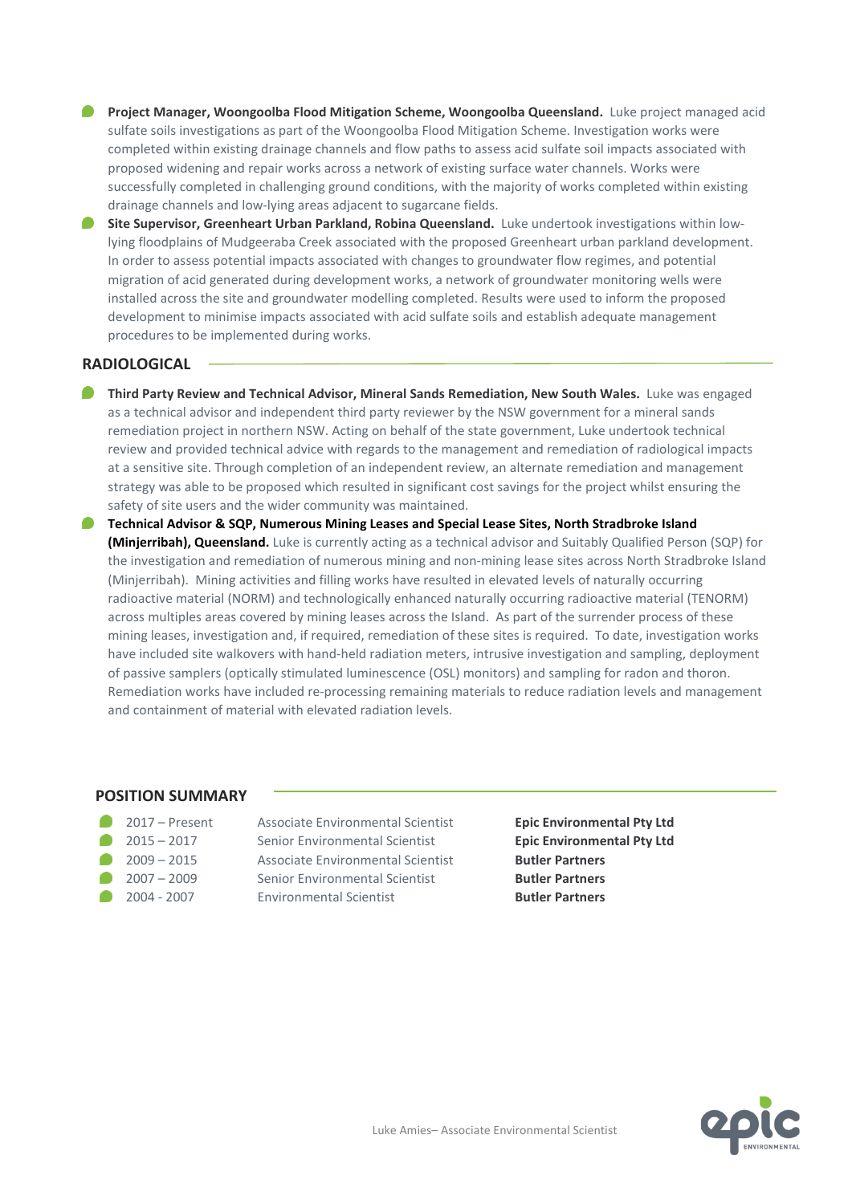- **Project Manager, Woongoolba Flood Mitigation Scheme, Woongoolba Queensland.** Luke project managed acid sulfate soils investigations as part of the Woongoolba Flood Mitigation Scheme. Investigation works were completed within existing drainage channels and flow paths to assess acid sulfate soil impacts associated with proposed widening and repair works across a network of existing surface water channels. Works were successfully completed in challenging ground conditions, with the majority of works completed within existing drainage channels and low-lying areas adjacent to sugarcane fields.
- **Site Supervisor, Greenheart Urban Parkland, Robina Queensland.** Luke undertook investigations within low-lying floodplains of Mudgeeraba Creek associated with the proposed Greenheart urban parkland development. In order to assess potential impacts associated with changes to groundwater flow regimes, and potential migration of acid generated during development works, a network of groundwater monitoring wells were installed across the site and groundwater modelling completed. Results were used to inform the proposed development to minimise impacts associated with acid sulfate soils and establish adequate management procedures to be implemented during works.

## RADIOLOGICAL

- **Third Party Review and Technical Advisor, Mineral Sands Remediation, New South Wales.** Luke was engaged as a technical advisor and independent third party reviewer by the NSW government for a mineral sands remediation project in northern NSW. Acting on behalf of the state government, Luke undertook technical review and provided technical advice with regards to the management and remediation of radiological impacts at a sensitive site. Through completion of an independent review, an alternate remediation and management strategy was able to be proposed which resulted in significant cost savings for the project whilst ensuring the safety of site users and the wider community was maintained.
- **Technical Advisor & SQP, Numerous Mining Leases and Special Lease Sites, North Stradbroke Island (Minjerribah), Queensland.** Luke is currently acting as a technical advisor and Suitably Qualified Person (SQP) for the investigation and remediation of numerous mining and non-mining lease sites across North Stradbroke Island (Minjerribah). Mining activities and filling works have resulted in elevated levels of naturally occurring radioactive material (NORM) and technologically enhanced naturally occurring radioactive material (TENORM) across multiples areas covered by mining leases across the Island. As part of the surrender process of these mining leases, investigation and, if required, remediation of these sites is required. To date, investigation works have included site walkovers with hand-held radiation meters, intrusive investigation and sampling, deployment of passive samplers (optically stimulated luminescence (OSL) monitors) and sampling for radon and thoron. Remediation works have included re-processing remaining materials to reduce radiation levels and management and containment of material with elevated radiation levels.

## POSITION SUMMARY

| | | |
|---|---|---|
| 2017 – Present | Associate Environmental Scientist | **Epic Environmental Pty Ltd** |
| 2015 – 2017 | Senior Environmental Scientist | **Epic Environmental Pty Ltd** |
| 2009 – 2015 | Associate Environmental Scientist | **Butler Partners** |
| 2007 – 2009 | Senior Environmental Scientist | **Butler Partners** |
| 2004 - 2007 | Environmental Scientist | **Butler Partners** |